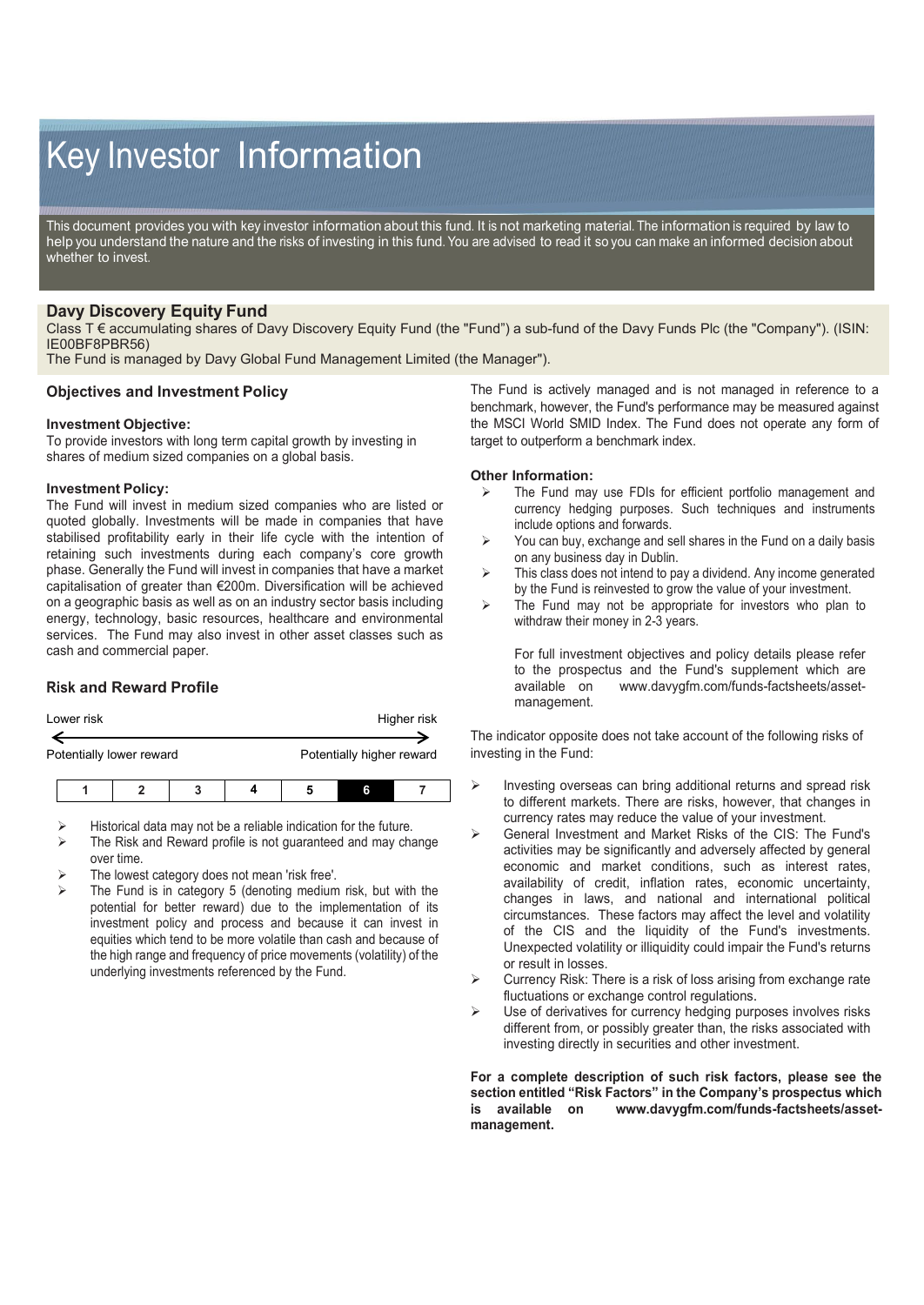# Key Investor Information

This document provides you with key investor information about this fund. It is not marketing material. The information is required by law to help you understand the nature and the risks of investing in this fund. You are advised to read it so you can make an informed decision about whether to invest.

## Davy Discovery Equity Fund

Class T € accumulating shares of Davy Discovery Equity Fund (the "Fund") a sub-fund of the Davy Funds Plc (the "Company"). (ISIN: IE00BF8PBR56)

The Fund is managed by Davy Global Fund Management Limited (the Manager").

### Objectives and Investment Policy

**Investment Objective:**

To provide investors with long term capital growth by investing in shares of medium sized companies on a global basis.

**Investment Policy:**

The Fund will invest in medium sized companies who are listed or quoted globally. Investments will be made in companies that have stabilised profitability early in their life cycle with the intention of retaining such investments during each company's core growth phase. Generally the Fund will invest in companies that have a market capitalisation of greater than €200m. Diversification will be achieved on a geographic basis as well as on an industry sector basis including energy, technology, basic resources, healthcare and environmental services. The Fund may also invest in other asset classes such as cash and commercial paper.

The Fund is actively managed and is not managed in reference to a benchmark, however, the Fund's performance may be measured against the MSCI World SMID Index. The Fund does not operate any form of target to outperform a benchmark index.

**Other Information:**

- The Fund may use FDIs for efficient portfolio management and currency hedging purposes. Such techniques and instruments include options and forwards.
- You can buy, exchange and sell shares in the Fund on a daily basis on any business day in Dublin.
- This class does not intend to pay a dividend. Any income generated by the Fund is reinvested to grow the value of your investment.
- The Fund may not be appropriate for investors who plan to withdraw their money in 2-3 years.

For full investment objectives and policy details please refer to the prospectus and the Fund's supplement which are available on www.davygfm.com/funds-factsheets/asset-management.

### Risk and Reward Profile

Lower risk ← → Higher risk

Potentially lower reward — Potentially higher reward

| 1 | 2 | 3 | 4 | 5 | **6** | 7 |
|---|---|---|---|---|---|---|

- Historical data may not be a reliable indication for the future.
- The Risk and Reward profile is not guaranteed and may change over time.
- The lowest category does not mean 'risk free'.
- The Fund is in category 5 (denoting medium risk, but with the potential for better reward) due to the implementation of its investment policy and process and because it can invest in equities which tend to be more volatile than cash and because of the high range and frequency of price movements (volatility) of the underlying investments referenced by the Fund.

The indicator opposite does not take account of the following risks of investing in the Fund:

- Investing overseas can bring additional returns and spread risk to different markets. There are risks, however, that changes in currency rates may reduce the value of your investment.
- General Investment and Market Risks of the CIS: The Fund's activities may be significantly and adversely affected by general economic and market conditions, such as interest rates, availability of credit, inflation rates, economic uncertainty, changes in laws, and national and international political circumstances. These factors may affect the level and volatility of the CIS and the liquidity of the Fund's investments. Unexpected volatility or illiquidity could impair the Fund's returns or result in losses.
- Currency Risk: There is a risk of loss arising from exchange rate fluctuations or exchange control regulations.
- Use of derivatives for currency hedging purposes involves risks different from, or possibly greater than, the risks associated with investing directly in securities and other investment.

**For a complete description of such risk factors, please see the section entitled "Risk Factors" in the Company's prospectus which is available on www.davygfm.com/funds-factsheets/asset-management.**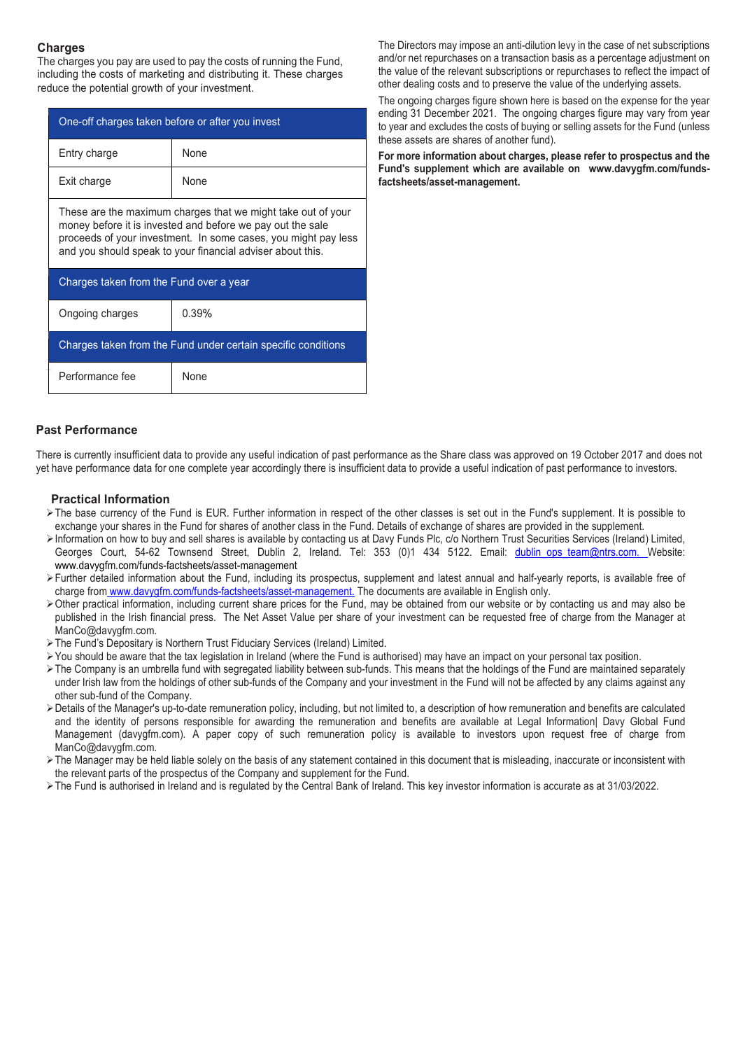## Charges

The charges you pay are used to pay the costs of running the Fund, including the costs of marketing and distributing it. These charges reduce the potential growth of your investment.

| One-off charges taken before or after you invest | |
|---|---|
| Entry charge | None |
| Exit charge | None |
| These are the maximum charges that we might take out of your money before it is invested and before we pay out the sale proceeds of your investment. In some cases, you might pay less and you should speak to your financial adviser about this. | |
| **Charges taken from the Fund over a year** | |
| Ongoing charges | 0.39% |
| **Charges taken from the Fund under certain specific conditions** | |
| Performance fee | None |

The Directors may impose an anti-dilution levy in the case of net subscriptions and/or net repurchases on a transaction basis as a percentage adjustment on the value of the relevant subscriptions or repurchases to reflect the impact of other dealing costs and to preserve the value of the underlying assets.

The ongoing charges figure shown here is based on the expense for the year ending 31 December 2021. The ongoing charges figure may vary from year to year and excludes the costs of buying or selling assets for the Fund (unless these assets are shares of another fund).

**For more information about charges, please refer to prospectus and the Fund's supplement which are available on www.davygfm.com/funds-factsheets/asset-management.**

## Past Performance

There is currently insufficient data to provide any useful indication of past performance as the Share class was approved on 19 October 2017 and does not yet have performance data for one complete year accordingly there is insufficient data to provide a useful indication of past performance to investors.

## Practical Information

- The base currency of the Fund is EUR. Further information in respect of the other classes is set out in the Fund's supplement. It is possible to exchange your shares in the Fund for shares of another class in the Fund. Details of exchange of shares are provided in the supplement.
- Information on how to buy and sell shares is available by contacting us at Davy Funds Plc, c/o Northern Trust Securities Services (Ireland) Limited, Georges Court, 54-62 Townsend Street, Dublin 2, Ireland. Tel: 353 (0)1 434 5122. Email: dublin_ops_team@ntrs.com. Website: www.davygfm.com/funds-factsheets/asset-management
- Further detailed information about the Fund, including its prospectus, supplement and latest annual and half-yearly reports, is available free of charge from www.davygfm.com/funds-factsheets/asset-management. The documents are available in English only.
- Other practical information, including current share prices for the Fund, may be obtained from our website or by contacting us and may also be published in the Irish financial press. The Net Asset Value per share of your investment can be requested free of charge from the Manager at ManCo@davygfm.com.
- The Fund's Depositary is Northern Trust Fiduciary Services (Ireland) Limited.
- You should be aware that the tax legislation in Ireland (where the Fund is authorised) may have an impact on your personal tax position.
- The Company is an umbrella fund with segregated liability between sub-funds. This means that the holdings of the Fund are maintained separately under Irish law from the holdings of other sub-funds of the Company and your investment in the Fund will not be affected by any claims against any other sub-fund of the Company.
- Details of the Manager's up-to-date remuneration policy, including, but not limited to, a description of how remuneration and benefits are calculated and the identity of persons responsible for awarding the remuneration and benefits are available at Legal Information| Davy Global Fund Management (davygfm.com). A paper copy of such remuneration policy is available to investors upon request free of charge from ManCo@davygfm.com.
- The Manager may be held liable solely on the basis of any statement contained in this document that is misleading, inaccurate or inconsistent with the relevant parts of the prospectus of the Company and supplement for the Fund.
- The Fund is authorised in Ireland and is regulated by the Central Bank of Ireland. This key investor information is accurate as at 31/03/2022.